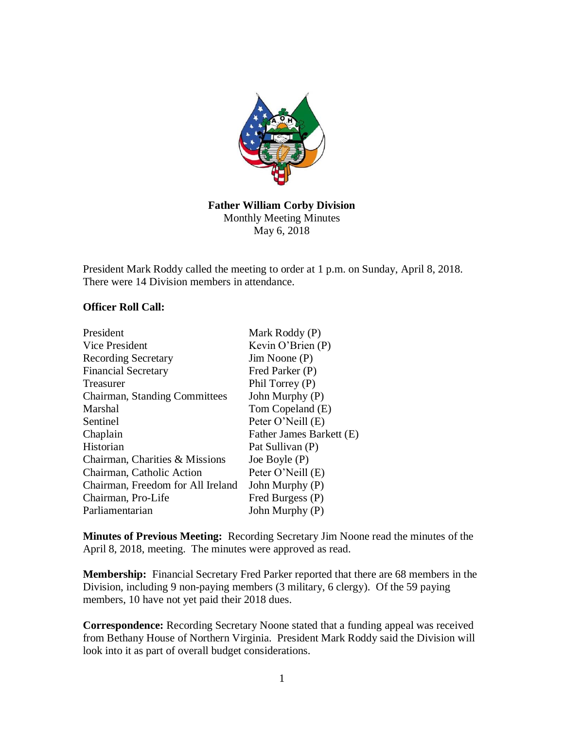**Father William Corby Division**
Monthly Meeting Minutes
May 6, 2018

President Mark Roddy called the meeting to order at 1 p.m. on Sunday, April 8, 2018. There were 14 Division members in attendance.

**Officer Roll Call:**

| | |
|---|---|
| President | Mark Roddy (P) |
| Vice President | Kevin O'Brien (P) |
| Recording Secretary | Jim Noone (P) |
| Financial Secretary | Fred Parker (P) |
| Treasurer | Phil Torrey (P) |
| Chairman, Standing Committees | John Murphy (P) |
| Marshal | Tom Copeland (E) |
| Sentinel | Peter O'Neill (E) |
| Chaplain | Father James Barkett (E) |
| Historian | Pat Sullivan (P) |
| Chairman, Charities & Missions | Joe Boyle (P) |
| Chairman, Catholic Action | Peter O'Neill (E) |
| Chairman, Freedom for All Ireland | John Murphy (P) |
| Chairman, Pro-Life | Fred Burgess (P) |
| Parliamentarian | John Murphy (P) |

**Minutes of Previous Meeting:** Recording Secretary Jim Noone read the minutes of the April 8, 2018, meeting. The minutes were approved as read.

**Membership:** Financial Secretary Fred Parker reported that there are 68 members in the Division, including 9 non-paying members (3 military, 6 clergy). Of the 59 paying members, 10 have not yet paid their 2018 dues.

**Correspondence:** Recording Secretary Noone stated that a funding appeal was received from Bethany House of Northern Virginia. President Mark Roddy said the Division will look into it as part of overall budget considerations.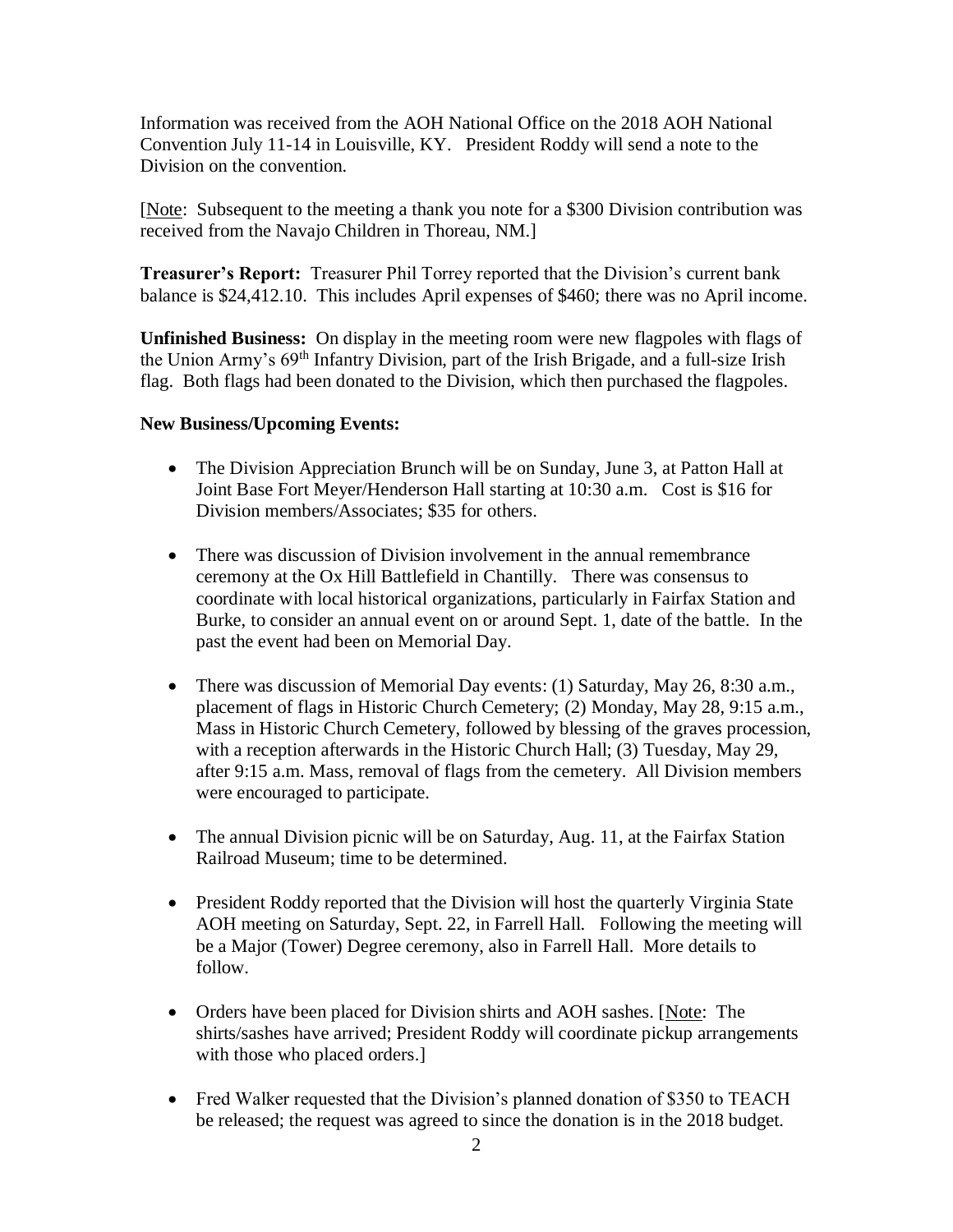Information was received from the AOH National Office on the 2018 AOH National Convention July 11-14 in Louisville, KY. President Roddy will send a note to the Division on the convention.

[Note: Subsequent to the meeting a thank you note for a $300 Division contribution was received from the Navajo Children in Thoreau, NM.]

**Treasurer's Report:** Treasurer Phil Torrey reported that the Division's current bank balance is $24,412.10. This includes April expenses of $460; there was no April income.

**Unfinished Business:** On display in the meeting room were new flagpoles with flags of the Union Army's 69th Infantry Division, part of the Irish Brigade, and a full-size Irish flag. Both flags had been donated to the Division, which then purchased the flagpoles.

**New Business/Upcoming Events:**

- The Division Appreciation Brunch will be on Sunday, June 3, at Patton Hall at Joint Base Fort Meyer/Henderson Hall starting at 10:30 a.m. Cost is $16 for Division members/Associates; $35 for others.

- There was discussion of Division involvement in the annual remembrance ceremony at the Ox Hill Battlefield in Chantilly. There was consensus to coordinate with local historical organizations, particularly in Fairfax Station and Burke, to consider an annual event on or around Sept. 1, date of the battle. In the past the event had been on Memorial Day.

- There was discussion of Memorial Day events: (1) Saturday, May 26, 8:30 a.m., placement of flags in Historic Church Cemetery; (2) Monday, May 28, 9:15 a.m., Mass in Historic Church Cemetery, followed by blessing of the graves procession, with a reception afterwards in the Historic Church Hall; (3) Tuesday, May 29, after 9:15 a.m. Mass, removal of flags from the cemetery. All Division members were encouraged to participate.

- The annual Division picnic will be on Saturday, Aug. 11, at the Fairfax Station Railroad Museum; time to be determined.

- President Roddy reported that the Division will host the quarterly Virginia State AOH meeting on Saturday, Sept. 22, in Farrell Hall. Following the meeting will be a Major (Tower) Degree ceremony, also in Farrell Hall. More details to follow.

- Orders have been placed for Division shirts and AOH sashes. [Note: The shirts/sashes have arrived; President Roddy will coordinate pickup arrangements with those who placed orders.]

- Fred Walker requested that the Division's planned donation of $350 to TEACH be released; the request was agreed to since the donation is in the 2018 budget.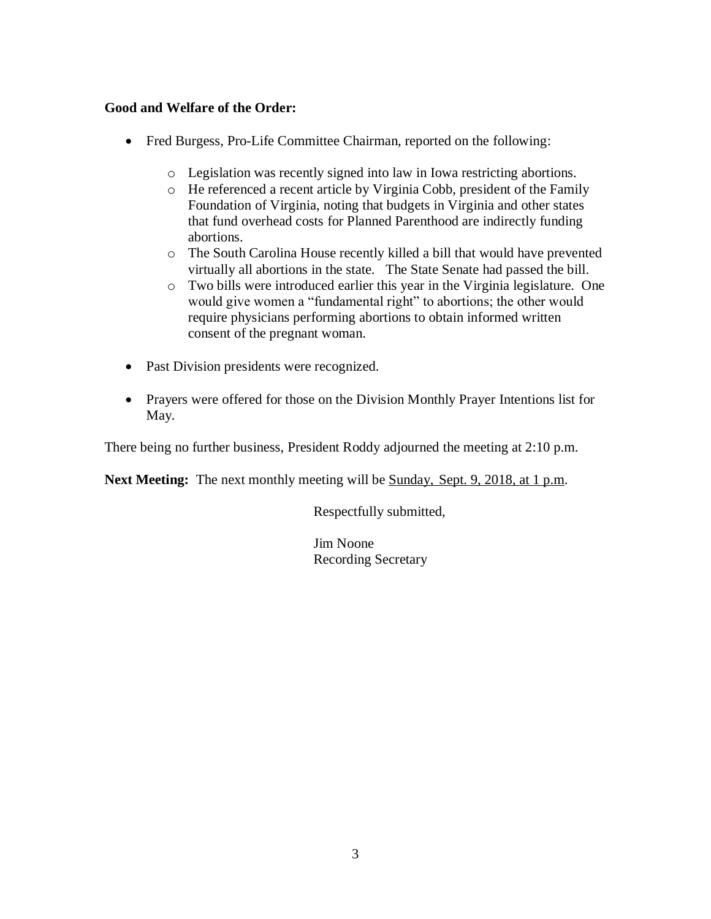**Good and Welfare of the Order:**

- Fred Burgess, Pro-Life Committee Chairman, reported on the following:
  - Legislation was recently signed into law in Iowa restricting abortions.
  - He referenced a recent article by Virginia Cobb, president of the Family Foundation of Virginia, noting that budgets in Virginia and other states that fund overhead costs for Planned Parenthood are indirectly funding abortions.
  - The South Carolina House recently killed a bill that would have prevented virtually all abortions in the state. The State Senate had passed the bill.
  - Two bills were introduced earlier this year in the Virginia legislature. One would give women a "fundamental right" to abortions; the other would require physicians performing abortions to obtain informed written consent of the pregnant woman.

- Past Division presidents were recognized.

- Prayers were offered for those on the Division Monthly Prayer Intentions list for May.

There being no further business, President Roddy adjourned the meeting at 2:10 p.m.

**Next Meeting:** The next monthly meeting will be Sunday, Sept. 9, 2018, at 1 p.m.

Respectfully submitted,

Jim Noone
Recording Secretary